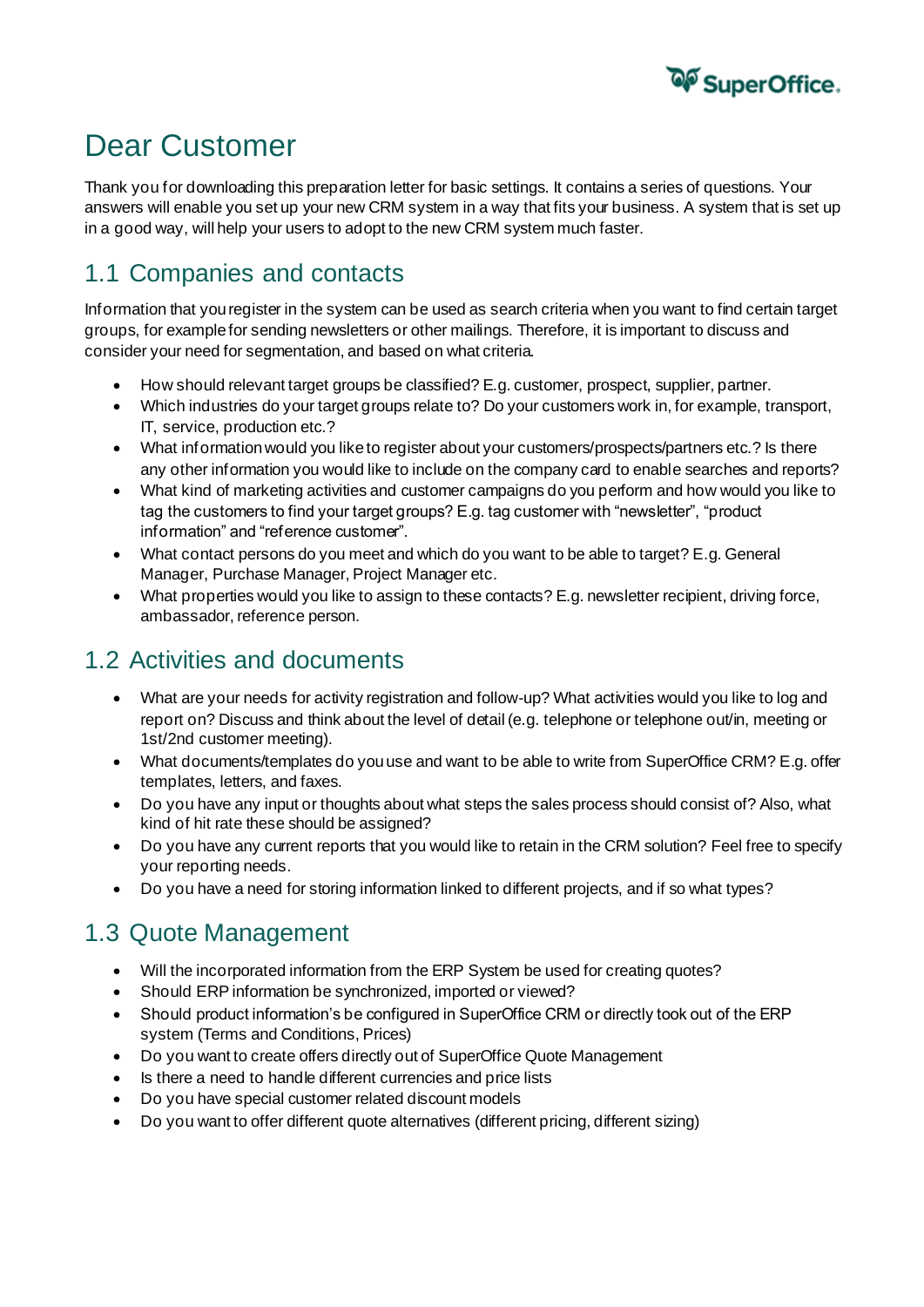# Dear Customer

Thank you for downloading this preparation letter for basic settings. It contains a series of questions. Your answers will enable you set up your new CRM system in a way that fits your business. A system that is set up in a good way, will help your users to adopt to the new CRM system much faster.

## 1.1 Companies and contacts

Information that you register in the system can be used as search criteria when you want to find certain target groups, for example for sending newsletters or other mailings. Therefore, it is important to discuss and consider your need for segmentation, and based on what criteria.

- How should relevant target groups be classified? E.g. customer, prospect, supplier, partner.
- Which industries do your target groups relate to? Do your customers work in, for example, transport, IT, service, production etc.?
- What information would you like to register about your customers/prospects/partners etc.? Is there any other information you would like to include on the company card to enable searches and reports?
- What kind of marketing activities and customer campaigns do you perform and how would you like to tag the customers to find your target groups? E.g. tag customer with "newsletter", "product information" and "reference customer".
- What contact persons do you meet and which do you want to be able to target? E.g. General Manager, Purchase Manager, Project Manager etc.
- What properties would you like to assign to these contacts? E.g. newsletter recipient, driving force, ambassador, reference person.

## 1.2 Activities and documents

- What are your needs for activity registration and follow-up? What activities would you like to log and report on? Discuss and think about the level of detail (e.g. telephone or telephone out/in, meeting or 1st/2nd customer meeting).
- What documents/templates do you use and want to be able to write from SuperOffice CRM? E.g. offer templates, letters, and faxes.
- Do you have any input or thoughts about what steps the sales process should consist of? Also, what kind of hit rate these should be assigned?
- Do you have any current reports that you would like to retain in the CRM solution? Feel free to specify your reporting needs.
- Do you have a need for storing information linked to different projects, and if so what types?

## 1.3 Quote Management

- Will the incorporated information from the ERP System be used for creating quotes?
- Should ERP information be synchronized, imported or viewed?
- Should product information's be configured in SuperOffice CRM or directly took out of the ERP system (Terms and Conditions, Prices)
- Do you want to create offers directly out of SuperOffice Quote Management
- Is there a need to handle different currencies and price lists
- Do you have special customer related discount models
- Do you want to offer different quote alternatives (different pricing, different sizing)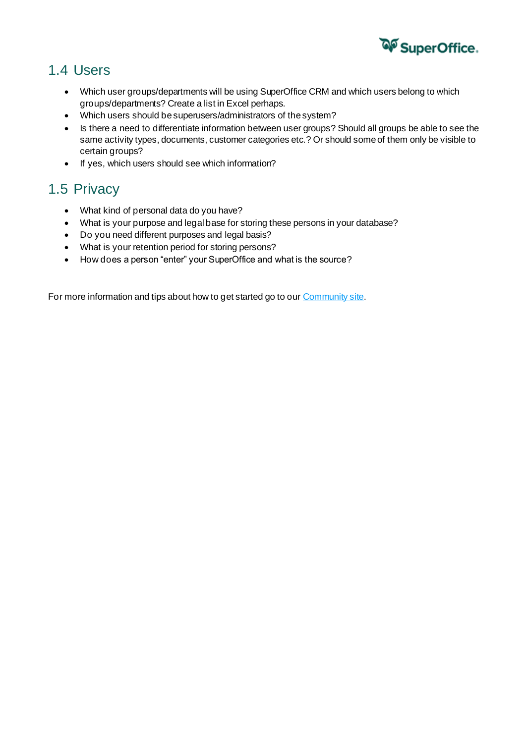## 1.4 Users

- Which user groups/departments will be using SuperOffice CRM and which users belong to which groups/departments? Create a list in Excel perhaps.
- Which users should be superusers/administrators of the system?
- Is there a need to differentiate information between user groups? Should all groups be able to see the same activity types, documents, customer categories etc.? Or should some of them only be visible to certain groups?
- If yes, which users should see which information?

## 1.5 Privacy

- What kind of personal data do you have?
- What is your purpose and legal base for storing these persons in your database?
- Do you need different purposes and legal basis?
- What is your retention period for storing persons?
- How does a person "enter" your SuperOffice and what is the source?

For more information and tips about how to get started go to our Community site.